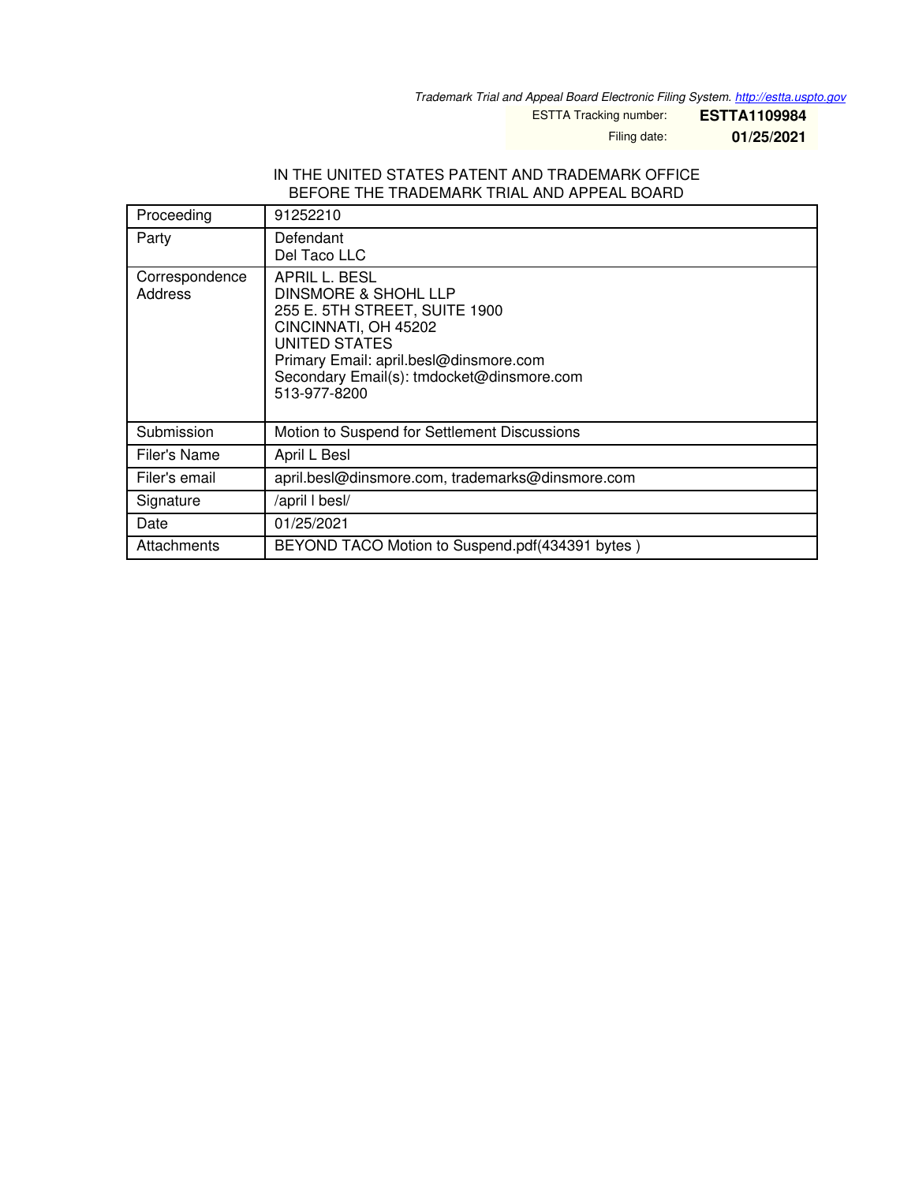*Trademark Trial and Appeal Board Electronic Filing System. http://estta.uspto.gov*

ESTTA Tracking number: **ESTTA1109984**

Filing date: **01/25/2021**

IN THE UNITED STATES PATENT AND TRADEMARK OFFICE
BEFORE THE TRADEMARK TRIAL AND APPEAL BOARD

| | |
|---|---|
| Proceeding | 91252210 |
| Party | Defendant<br>Del Taco LLC |
| Correspondence Address | APRIL L. BESL<br>DINSMORE & SHOHL LLP<br>255 E. 5TH STREET, SUITE 1900<br>CINCINNATI, OH 45202<br>UNITED STATES<br>Primary Email: april.besl@dinsmore.com<br>Secondary Email(s): tmdocket@dinsmore.com<br>513-977-8200 |
| Submission | Motion to Suspend for Settlement Discussions |
| Filer's Name | April L Besl |
| Filer's email | april.besl@dinsmore.com, trademarks@dinsmore.com |
| Signature | /april l besl/ |
| Date | 01/25/2021 |
| Attachments | BEYOND TACO Motion to Suspend.pdf(434391 bytes ) |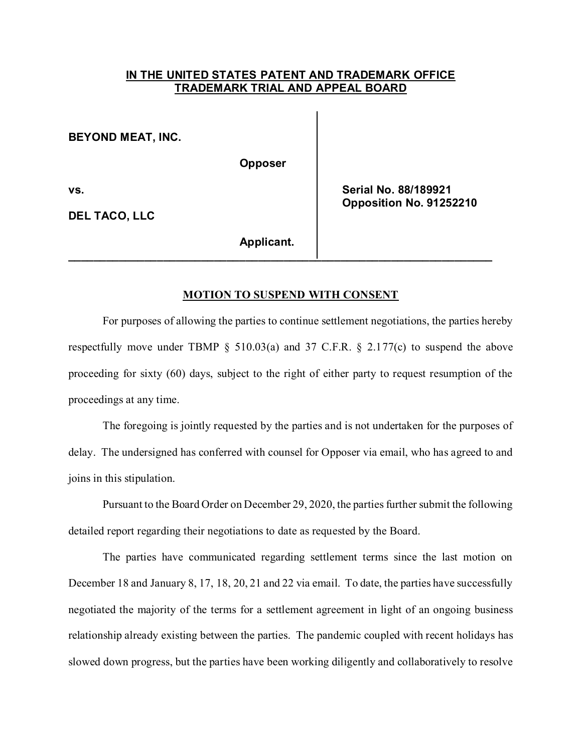**IN THE UNITED STATES PATENT AND TRADEMARK OFFICE**
**TRADEMARK TRIAL AND APPEAL BOARD**

| | |
|---|---|
| **BEYOND MEAT, INC.** <br><br> **Opposer** <br><br> **vs.** <br><br> **DEL TACO, LLC** <br><br> **Applicant.** | **Serial No. 88/189921** <br> **Opposition No. 91252210** |

## MOTION TO SUSPEND WITH CONSENT

For purposes of allowing the parties to continue settlement negotiations, the parties hereby respectfully move under TBMP § 510.03(a) and 37 C.F.R. § 2.177(c) to suspend the above proceeding for sixty (60) days, subject to the right of either party to request resumption of the proceedings at any time.

The foregoing is jointly requested by the parties and is not undertaken for the purposes of delay. The undersigned has conferred with counsel for Opposer via email, who has agreed to and joins in this stipulation.

Pursuant to the Board Order on December 29, 2020, the parties further submit the following detailed report regarding their negotiations to date as requested by the Board.

The parties have communicated regarding settlement terms since the last motion on December 18 and January 8, 17, 18, 20, 21 and 22 via email. To date, the parties have successfully negotiated the majority of the terms for a settlement agreement in light of an ongoing business relationship already existing between the parties. The pandemic coupled with recent holidays has slowed down progress, but the parties have been working diligently and collaboratively to resolve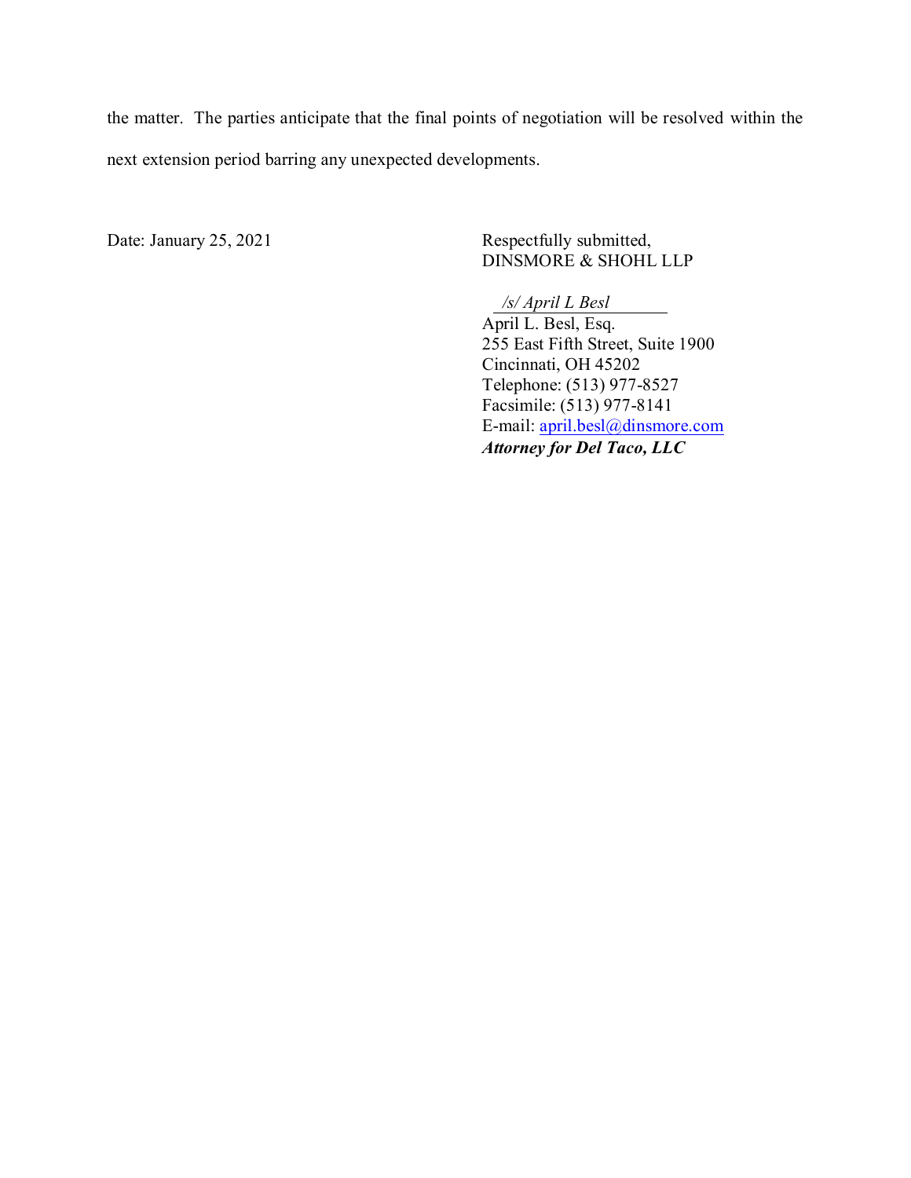the matter. The parties anticipate that the final points of negotiation will be resolved within the next extension period barring any unexpected developments.

Date: January 25, 2021

Respectfully submitted,
DINSMORE & SHOHL LLP

*/s/ April L Besl*
April L. Besl, Esq.
255 East Fifth Street, Suite 1900
Cincinnati, OH 45202
Telephone: (513) 977-8527
Facsimile: (513) 977-8141
E-mail: april.besl@dinsmore.com
***Attorney for Del Taco, LLC***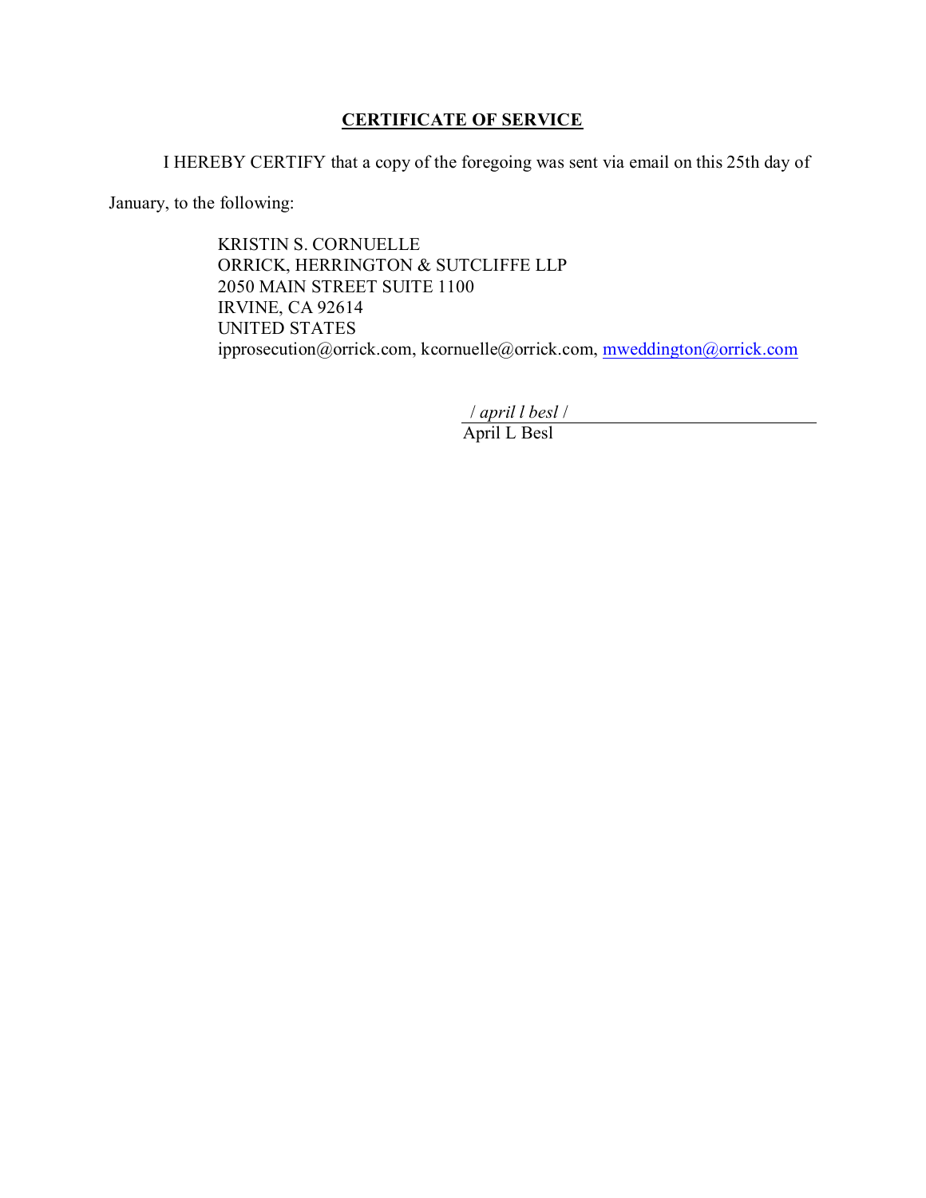**CERTIFICATE OF SERVICE**

I HEREBY CERTIFY that a copy of the foregoing was sent via email on this 25th day of January, to the following:

KRISTIN S. CORNUELLE
ORRICK, HERRINGTON & SUTCLIFFE LLP
2050 MAIN STREET SUITE 1100
IRVINE, CA 92614
UNITED STATES
ipprosecution@orrick.com, kcornuelle@orrick.com, mweddington@orrick.com

/ *april l besl* /
April L Besl